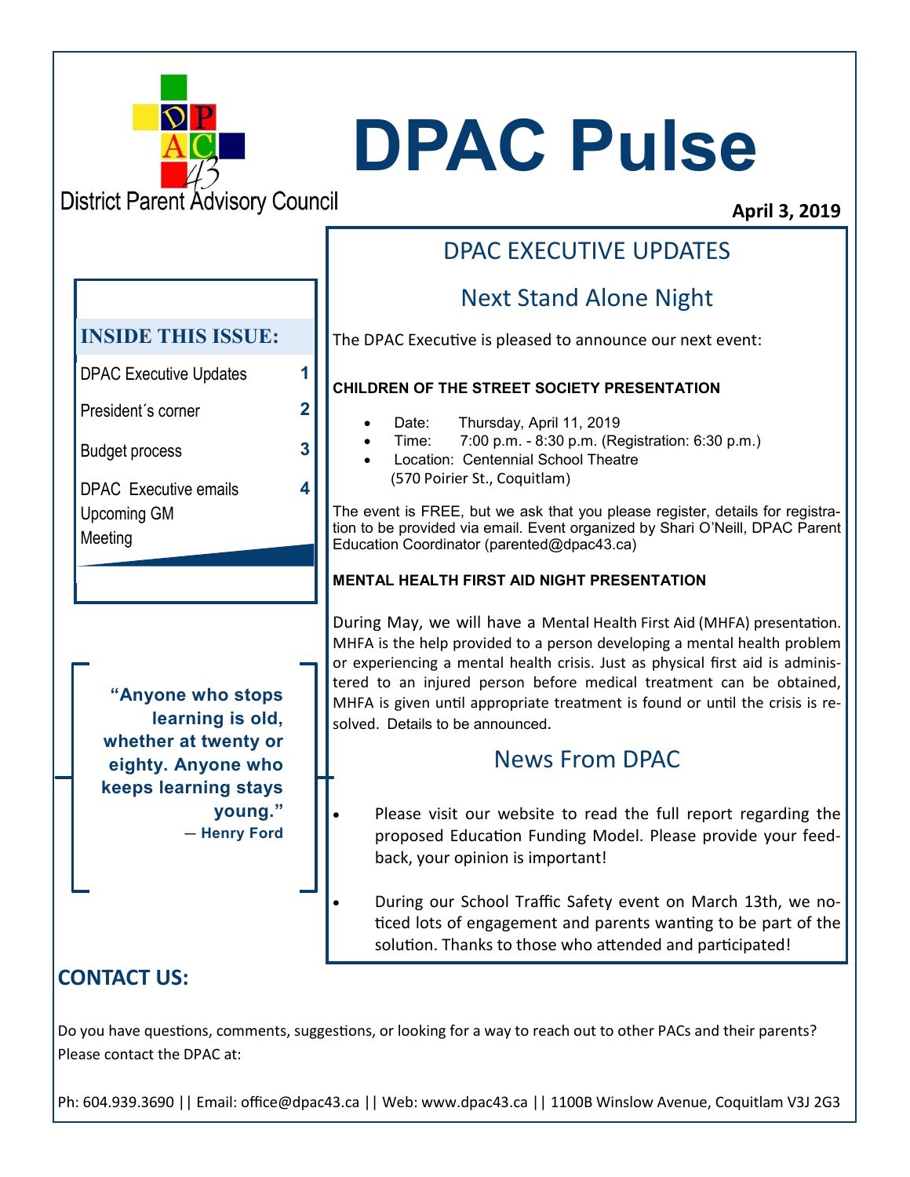District Parent Advisory Council

# DPAC Pulse

**April 3, 2019**

**INSIDE THIS ISSUE:**

| | |
|---|---|
| DPAC Executive Updates | 1 |
| President´s corner | 2 |
| Budget process | 3 |
| DPAC Executive emails Upcoming GM Meeting | 4 |

> **"Anyone who stops learning is old, whether at twenty or eighty. Anyone who keeps learning stays young."**
> **— Henry Ford**

## DPAC EXECUTIVE UPDATES

### Next Stand Alone Night

The DPAC Executive is pleased to announce our next event:

**CHILDREN OF THE STREET SOCIETY PRESENTATION**

- Date: Thursday, April 11, 2019
- Time: 7:00 p.m. - 8:30 p.m. (Registration: 6:30 p.m.)
- Location: Centennial School Theatre (570 Poirier St., Coquitlam)

The event is FREE, but we ask that you please register, details for registration to be provided via email. Event organized by Shari O'Neill, DPAC Parent Education Coordinator (parented@dpac43.ca)

**MENTAL HEALTH FIRST AID NIGHT PRESENTATION**

During May, we will have a Mental Health First Aid (MHFA) presentation. MHFA is the help provided to a person developing a mental health problem or experiencing a mental health crisis. Just as physical first aid is administered to an injured person before medical treatment can be obtained, MHFA is given until appropriate treatment is found or until the crisis is resolved. Details to be announced.

### News From DPAC

- Please visit our website to read the full report regarding the proposed Education Funding Model. Please provide your feedback, your opinion is important!
- During our School Traffic Safety event on March 13th, we noticed lots of engagement and parents wanting to be part of the solution. Thanks to those who attended and participated!

## CONTACT US:

Do you have questions, comments, suggestions, or looking for a way to reach out to other PACs and their parents? Please contact the DPAC at:

Ph: 604.939.3690 || Email: office@dpac43.ca || Web: www.dpac43.ca || 1100B Winslow Avenue, Coquitlam V3J 2G3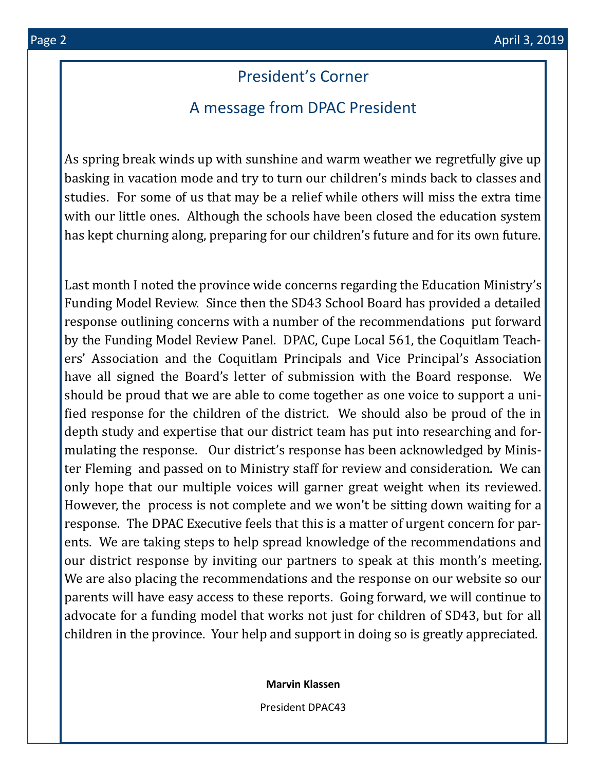# President's Corner

## A message from DPAC President

As spring break winds up with sunshine and warm weather we regretfully give up basking in vacation mode and try to turn our children's minds back to classes and studies. For some of us that may be a relief while others will miss the extra time with our little ones. Although the schools have been closed the education system has kept churning along, preparing for our children's future and for its own future.

Last month I noted the province wide concerns regarding the Education Ministry's Funding Model Review. Since then the SD43 School Board has provided a detailed response outlining concerns with a number of the recommendations put forward by the Funding Model Review Panel. DPAC, Cupe Local 561, the Coquitlam Teachers' Association and the Coquitlam Principals and Vice Principal's Association have all signed the Board's letter of submission with the Board response. We should be proud that we are able to come together as one voice to support a unified response for the children of the district. We should also be proud of the in depth study and expertise that our district team has put into researching and formulating the response. Our district's response has been acknowledged by Minister Fleming and passed on to Ministry staff for review and consideration. We can only hope that our multiple voices will garner great weight when its reviewed. However, the process is not complete and we won't be sitting down waiting for a response. The DPAC Executive feels that this is a matter of urgent concern for parents. We are taking steps to help spread knowledge of the recommendations and our district response by inviting our partners to speak at this month's meeting. We are also placing the recommendations and the response on our website so our parents will have easy access to these reports. Going forward, we will continue to advocate for a funding model that works not just for children of SD43, but for all children in the province. Your help and support in doing so is greatly appreciated.

**Marvin Klassen**

President DPAC43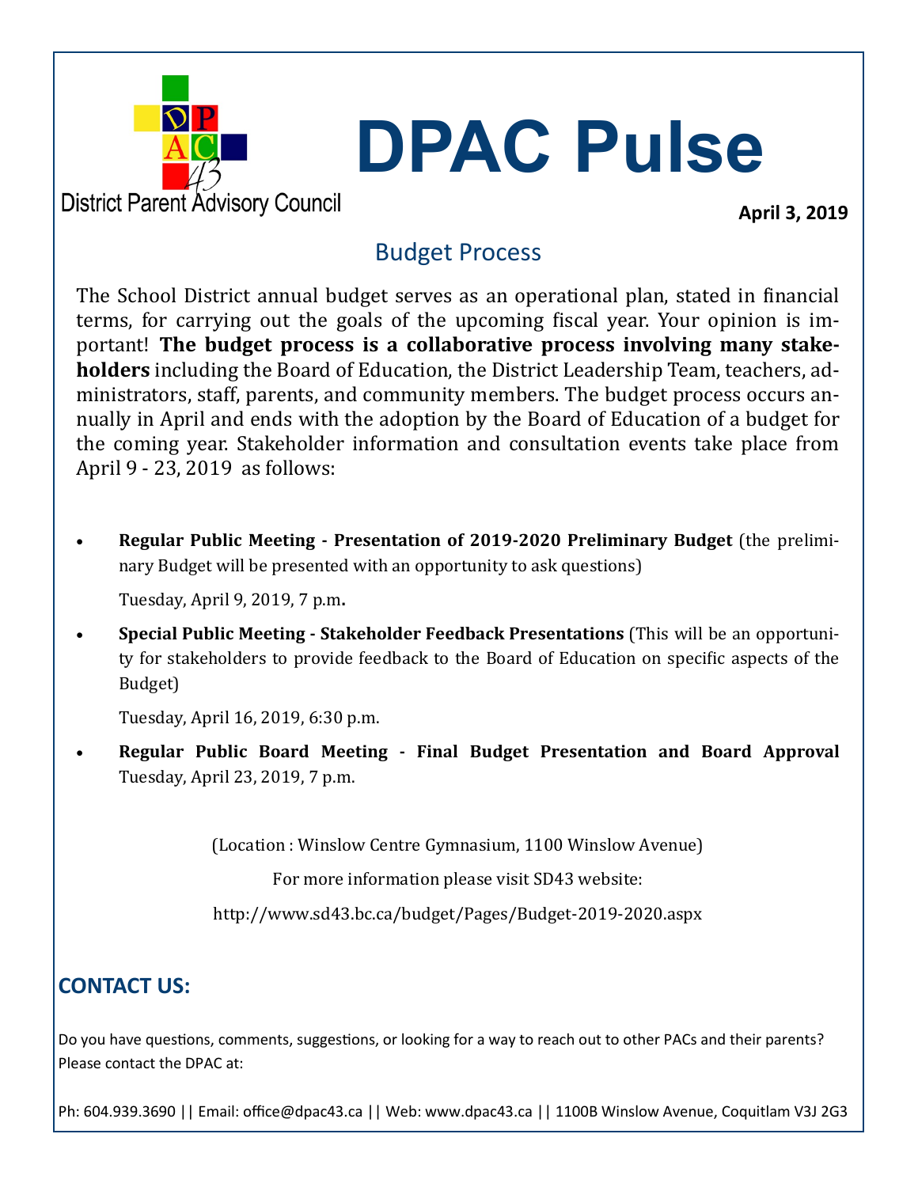District Parent Advisory Council

# DPAC Pulse

**April 3, 2019**

## Budget Process

The School District annual budget serves as an operational plan, stated in financial terms, for carrying out the goals of the upcoming fiscal year. Your opinion is important! **The budget process is a collaborative process involving many stakeholders** including the Board of Education, the District Leadership Team, teachers, administrators, staff, parents, and community members. The budget process occurs annually in April and ends with the adoption by the Board of Education of a budget for the coming year. Stakeholder information and consultation events take place from April 9 - 23, 2019 as follows:

- **Regular Public Meeting - Presentation of 2019-2020 Preliminary Budget** (the preliminary Budget will be presented with an opportunity to ask questions)

  Tuesday, April 9, 2019, 7 p.m**.**

- **Special Public Meeting - Stakeholder Feedback Presentations** (This will be an opportunity for stakeholders to provide feedback to the Board of Education on specific aspects of the Budget)

  Tuesday, April 16, 2019, 6:30 p.m.

- **Regular Public Board Meeting - Final Budget Presentation and Board Approval** Tuesday, April 23, 2019, 7 p.m.

(Location : Winslow Centre Gymnasium, 1100 Winslow Avenue)

For more information please visit SD43 website:

http://www.sd43.bc.ca/budget/Pages/Budget-2019-2020.aspx

## CONTACT US:

Do you have questions, comments, suggestions, or looking for a way to reach out to other PACs and their parents? Please contact the DPAC at:

Ph: 604.939.3690 || Email: office@dpac43.ca || Web: www.dpac43.ca || 1100B Winslow Avenue, Coquitlam V3J 2G3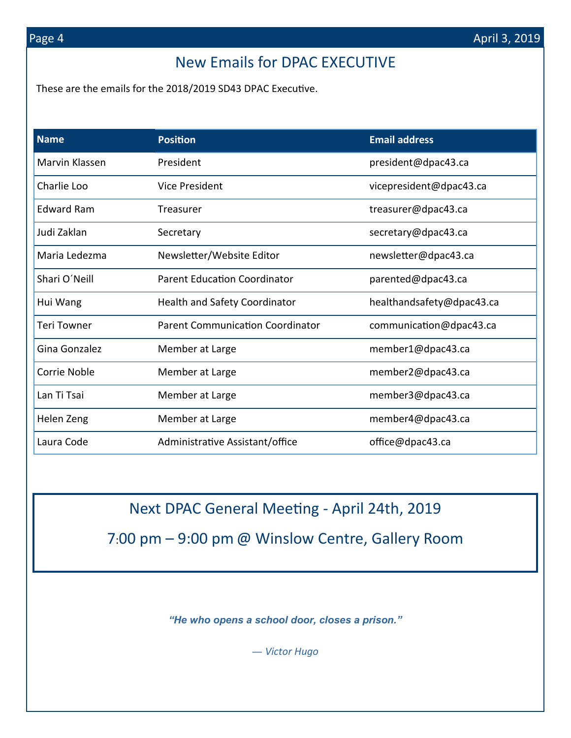## New Emails for DPAC EXECUTIVE

These are the emails for the 2018/2019 SD43 DPAC Executive.

| Name | Position | Email address |
|---|---|---|
| Marvin Klassen | President | president@dpac43.ca |
| Charlie Loo | Vice President | vicepresident@dpac43.ca |
| Edward Ram | Treasurer | treasurer@dpac43.ca |
| Judi Zaklan | Secretary | secretary@dpac43.ca |
| Maria Ledezma | Newsletter/Website Editor | newsletter@dpac43.ca |
| Shari O´Neill | Parent Education Coordinator | parented@dpac43.ca |
| Hui Wang | Health and Safety Coordinator | healthandsafety@dpac43.ca |
| Teri Towner | Parent Communication Coordinator | communication@dpac43.ca |
| Gina Gonzalez | Member at Large | member1@dpac43.ca |
| Corrie Noble | Member at Large | member2@dpac43.ca |
| Lan Ti Tsai | Member at Large | member3@dpac43.ca |
| Helen Zeng | Member at Large | member4@dpac43.ca |
| Laura Code | Administrative Assistant/office | office@dpac43.ca |

## Next DPAC General Meeting - April 24th, 2019

## 7:00 pm – 9:00 pm @ Winslow Centre, Gallery Room

***"He who opens a school door, closes a prison."***

*— Victor Hugo*